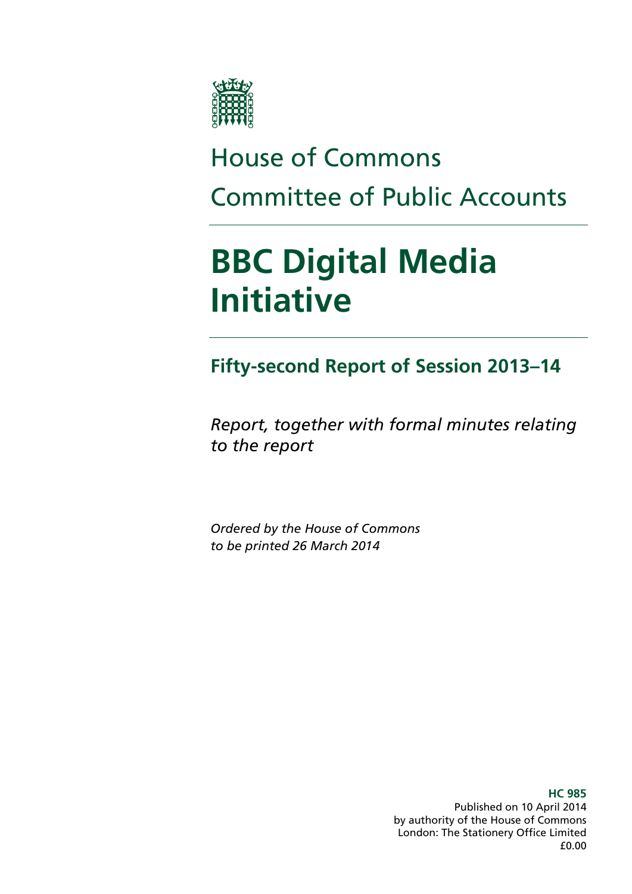# House of Commons Committee of Public Accounts

# BBC Digital Media Initiative

## Fifty-second Report of Session 2013–14

*Report, together with formal minutes relating to the report*

*Ordered by the House of Commons to be printed 26 March 2014*

**HC 985**
Published on 10 April 2014
by authority of the House of Commons
London: The Stationery Office Limited
£0.00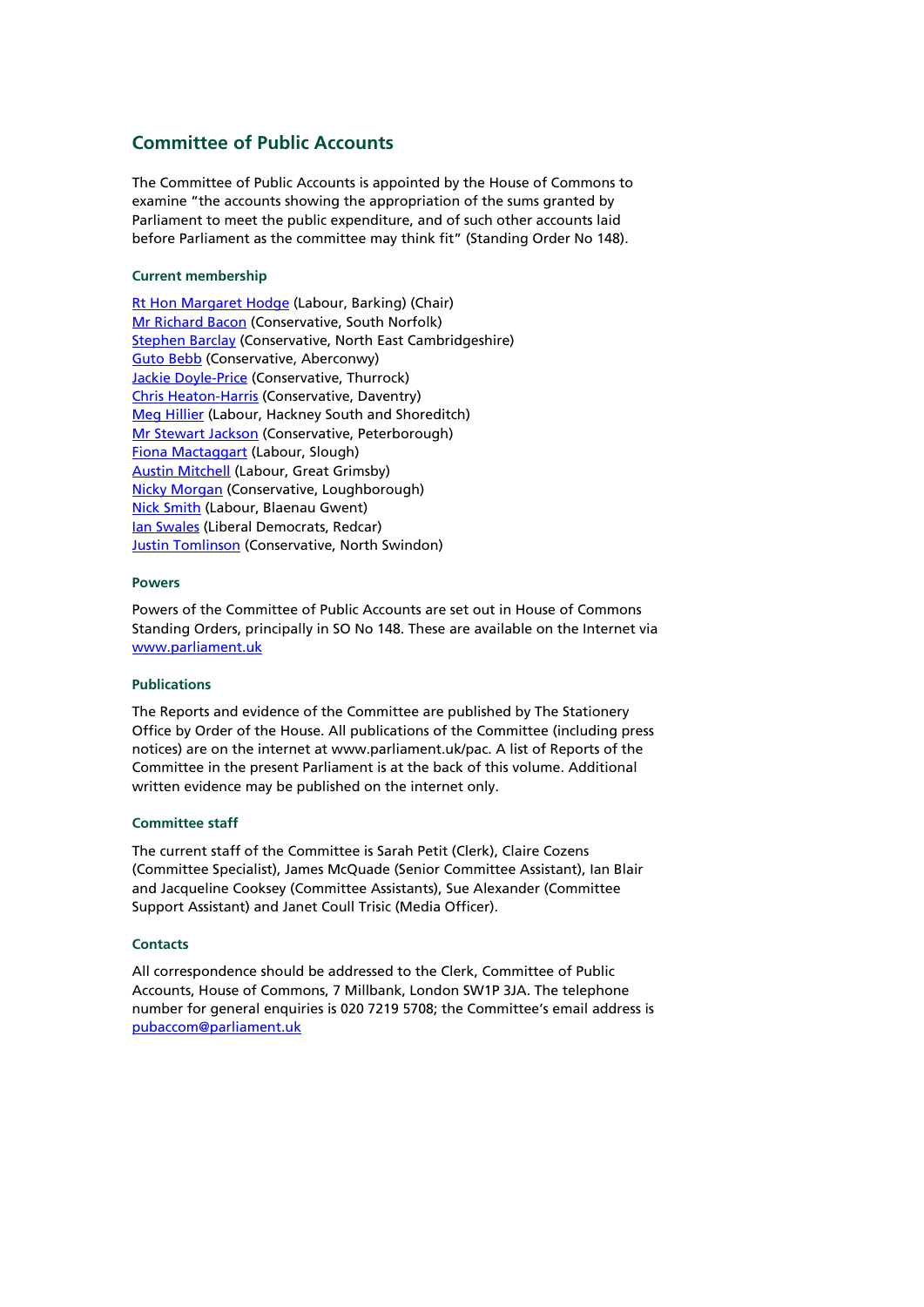## Committee of Public Accounts

The Committee of Public Accounts is appointed by the House of Commons to examine "the accounts showing the appropriation of the sums granted by Parliament to meet the public expenditure, and of such other accounts laid before Parliament as the committee may think fit" (Standing Order No 148).

### Current membership

Rt Hon Margaret Hodge (Labour, Barking) (Chair)
Mr Richard Bacon (Conservative, South Norfolk)
Stephen Barclay (Conservative, North East Cambridgeshire)
Guto Bebb (Conservative, Aberconwy)
Jackie Doyle-Price (Conservative, Thurrock)
Chris Heaton-Harris (Conservative, Daventry)
Meg Hillier (Labour, Hackney South and Shoreditch)
Mr Stewart Jackson (Conservative, Peterborough)
Fiona Mactaggart (Labour, Slough)
Austin Mitchell (Labour, Great Grimsby)
Nicky Morgan (Conservative, Loughborough)
Nick Smith (Labour, Blaenau Gwent)
Ian Swales (Liberal Democrats, Redcar)
Justin Tomlinson (Conservative, North Swindon)

### Powers

Powers of the Committee of Public Accounts are set out in House of Commons Standing Orders, principally in SO No 148. These are available on the Internet via www.parliament.uk

### Publications

The Reports and evidence of the Committee are published by The Stationery Office by Order of the House. All publications of the Committee (including press notices) are on the internet at www.parliament.uk/pac. A list of Reports of the Committee in the present Parliament is at the back of this volume. Additional written evidence may be published on the internet only.

### Committee staff

The current staff of the Committee is Sarah Petit (Clerk), Claire Cozens (Committee Specialist), James McQuade (Senior Committee Assistant), Ian Blair and Jacqueline Cooksey (Committee Assistants), Sue Alexander (Committee Support Assistant) and Janet Coull Trisic (Media Officer).

### Contacts

All correspondence should be addressed to the Clerk, Committee of Public Accounts, House of Commons, 7 Millbank, London SW1P 3JA. The telephone number for general enquiries is 020 7219 5708; the Committee's email address is pubaccom@parliament.uk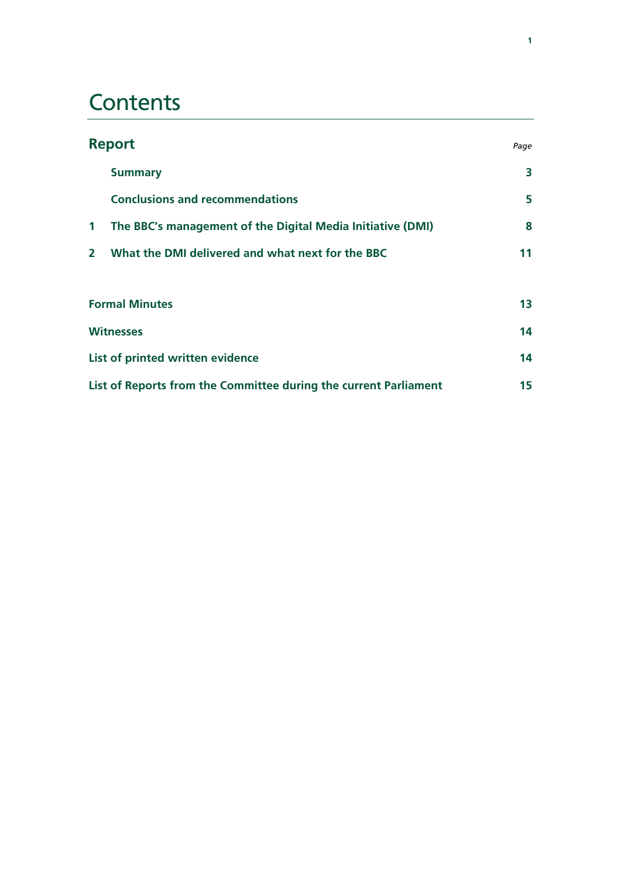# Contents

| **Report** | *Page* |
|---|---|
| **Summary** | **3** |
| **Conclusions and recommendations** | **5** |
| **1 The BBC's management of the Digital Media Initiative (DMI)** | **8** |
| **2 What the DMI delivered and what next for the BBC** | **11** |
| **Formal Minutes** | **13** |
| **Witnesses** | **14** |
| **List of printed written evidence** | **14** |
| **List of Reports from the Committee during the current Parliament** | **15** |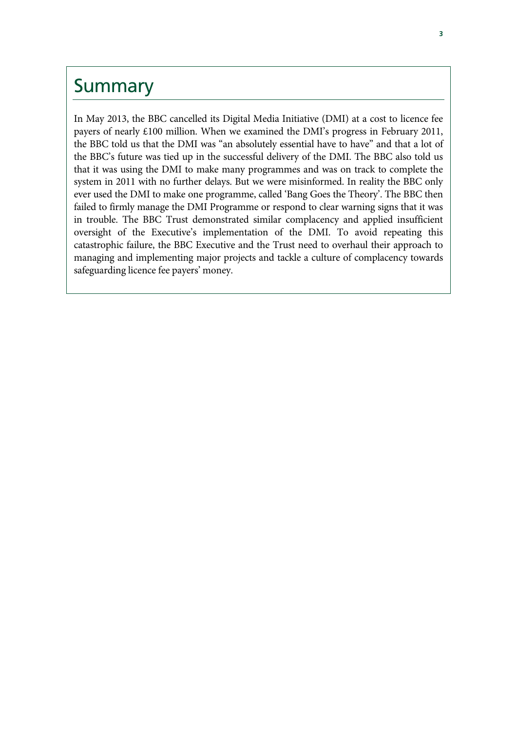# Summary

In May 2013, the BBC cancelled its Digital Media Initiative (DMI) at a cost to licence fee payers of nearly £100 million. When we examined the DMI's progress in February 2011, the BBC told us that the DMI was "an absolutely essential have to have" and that a lot of the BBC's future was tied up in the successful delivery of the DMI. The BBC also told us that it was using the DMI to make many programmes and was on track to complete the system in 2011 with no further delays. But we were misinformed. In reality the BBC only ever used the DMI to make one programme, called 'Bang Goes the Theory'. The BBC then failed to firmly manage the DMI Programme or respond to clear warning signs that it was in trouble. The BBC Trust demonstrated similar complacency and applied insufficient oversight of the Executive's implementation of the DMI. To avoid repeating this catastrophic failure, the BBC Executive and the Trust need to overhaul their approach to managing and implementing major projects and tackle a culture of complacency towards safeguarding licence fee payers' money.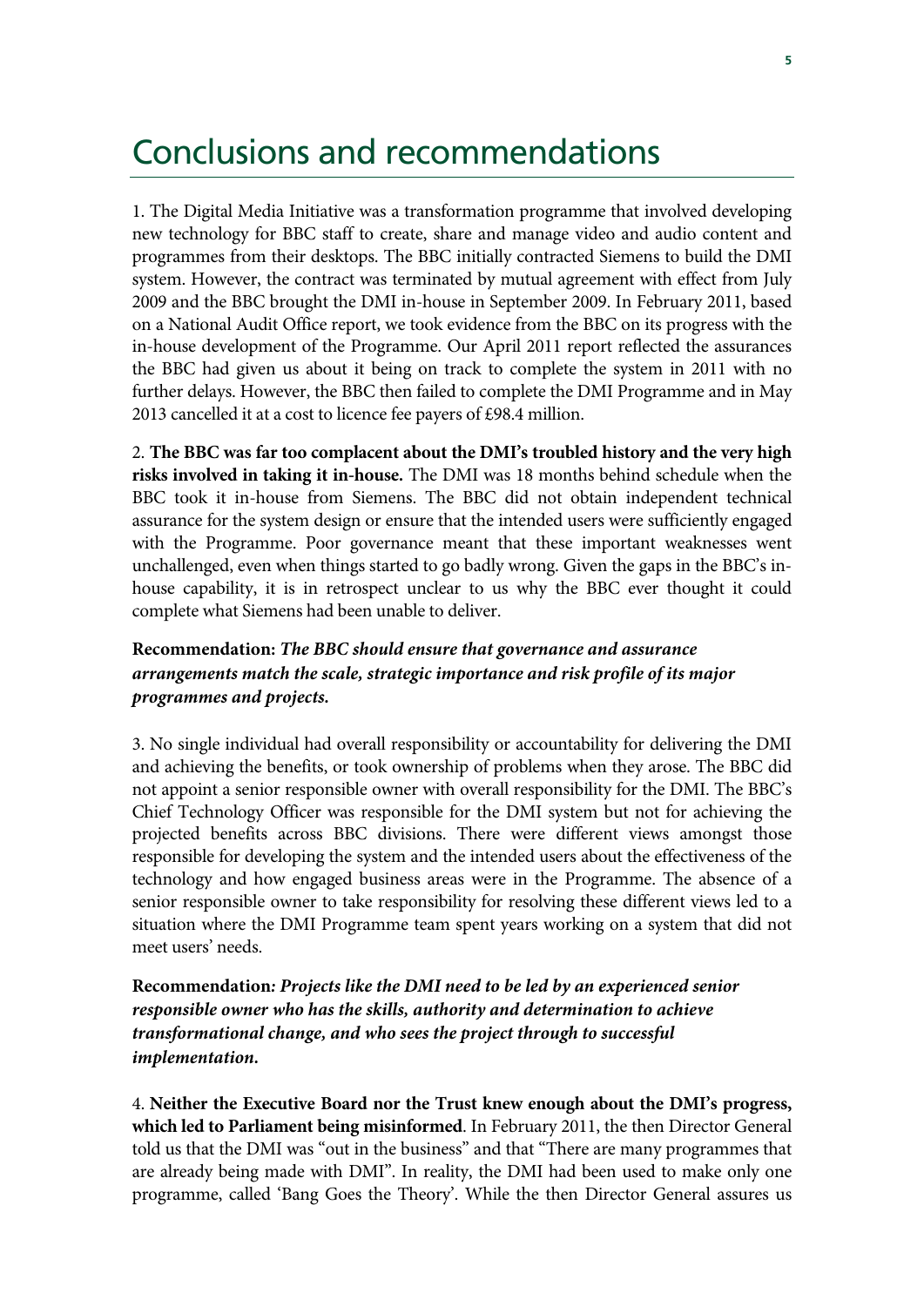# Conclusions and recommendations

1. The Digital Media Initiative was a transformation programme that involved developing new technology for BBC staff to create, share and manage video and audio content and programmes from their desktops. The BBC initially contracted Siemens to build the DMI system. However, the contract was terminated by mutual agreement with effect from July 2009 and the BBC brought the DMI in-house in September 2009. In February 2011, based on a National Audit Office report, we took evidence from the BBC on its progress with the in-house development of the Programme. Our April 2011 report reflected the assurances the BBC had given us about it being on track to complete the system in 2011 with no further delays. However, the BBC then failed to complete the DMI Programme and in May 2013 cancelled it at a cost to licence fee payers of £98.4 million.

2. **The BBC was far too complacent about the DMI's troubled history and the very high risks involved in taking it in-house.** The DMI was 18 months behind schedule when the BBC took it in-house from Siemens. The BBC did not obtain independent technical assurance for the system design or ensure that the intended users were sufficiently engaged with the Programme. Poor governance meant that these important weaknesses went unchallenged, even when things started to go badly wrong. Given the gaps in the BBC's in-house capability, it is in retrospect unclear to us why the BBC ever thought it could complete what Siemens had been unable to deliver.

**Recommendation:** ***The BBC should ensure that governance and assurance arrangements match the scale, strategic importance and risk profile of its major programmes and projects.***

3. No single individual had overall responsibility or accountability for delivering the DMI and achieving the benefits, or took ownership of problems when they arose. The BBC did not appoint a senior responsible owner with overall responsibility for the DMI. The BBC's Chief Technology Officer was responsible for the DMI system but not for achieving the projected benefits across BBC divisions. There were different views amongst those responsible for developing the system and the intended users about the effectiveness of the technology and how engaged business areas were in the Programme. The absence of a senior responsible owner to take responsibility for resolving these different views led to a situation where the DMI Programme team spent years working on a system that did not meet users' needs.

**Recommendation*****: Projects like the DMI need to be led by an experienced senior responsible owner who has the skills, authority and determination to achieve transformational change, and who sees the project through to successful implementation.***

4. **Neither the Executive Board nor the Trust knew enough about the DMI's progress, which led to Parliament being misinformed**. In February 2011, the then Director General told us that the DMI was "out in the business" and that "There are many programmes that are already being made with DMI". In reality, the DMI had been used to make only one programme, called 'Bang Goes the Theory'. While the then Director General assures us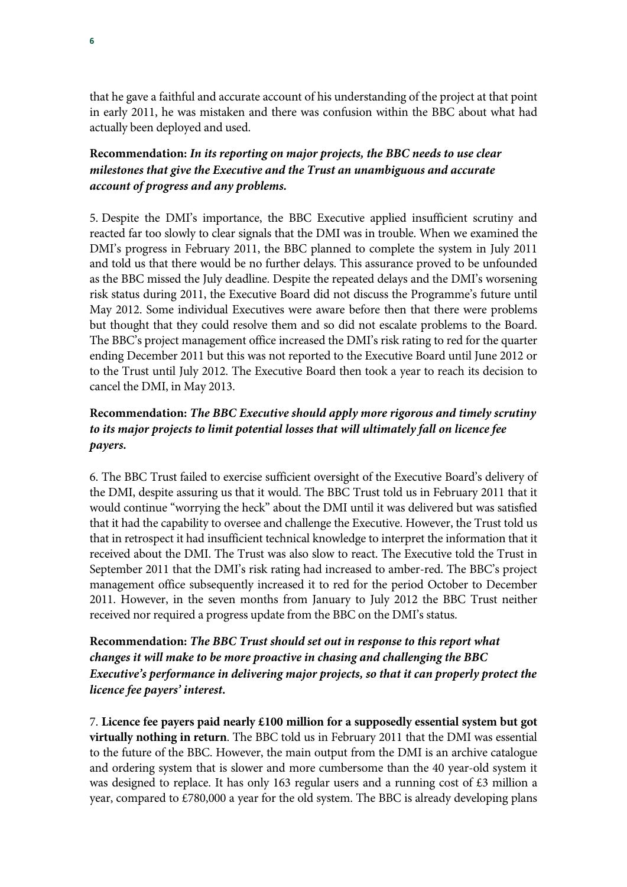that he gave a faithful and accurate account of his understanding of the project at that point in early 2011, he was mistaken and there was confusion within the BBC about what had actually been deployed and used.

**Recommendation:** ***In its reporting on major projects, the BBC needs to use clear milestones that give the Executive and the Trust an unambiguous and accurate account of progress and any problems.***

5. Despite the DMI's importance, the BBC Executive applied insufficient scrutiny and reacted far too slowly to clear signals that the DMI was in trouble. When we examined the DMI's progress in February 2011, the BBC planned to complete the system in July 2011 and told us that there would be no further delays. This assurance proved to be unfounded as the BBC missed the July deadline. Despite the repeated delays and the DMI's worsening risk status during 2011, the Executive Board did not discuss the Programme's future until May 2012. Some individual Executives were aware before then that there were problems but thought that they could resolve them and so did not escalate problems to the Board. The BBC's project management office increased the DMI's risk rating to red for the quarter ending December 2011 but this was not reported to the Executive Board until June 2012 or to the Trust until July 2012. The Executive Board then took a year to reach its decision to cancel the DMI, in May 2013.

**Recommendation:** ***The BBC Executive should apply more rigorous and timely scrutiny to its major projects to limit potential losses that will ultimately fall on licence fee payers.***

6. The BBC Trust failed to exercise sufficient oversight of the Executive Board's delivery of the DMI, despite assuring us that it would. The BBC Trust told us in February 2011 that it would continue "worrying the heck" about the DMI until it was delivered but was satisfied that it had the capability to oversee and challenge the Executive. However, the Trust told us that in retrospect it had insufficient technical knowledge to interpret the information that it received about the DMI. The Trust was also slow to react. The Executive told the Trust in September 2011 that the DMI's risk rating had increased to amber-red. The BBC's project management office subsequently increased it to red for the period October to December 2011. However, in the seven months from January to July 2012 the BBC Trust neither received nor required a progress update from the BBC on the DMI's status.

**Recommendation:** ***The BBC Trust should set out in response to this report what changes it will make to be more proactive in chasing and challenging the BBC Executive's performance in delivering major projects, so that it can properly protect the licence fee payers' interest.***

7. **Licence fee payers paid nearly £100 million for a supposedly essential system but got virtually nothing in return**. The BBC told us in February 2011 that the DMI was essential to the future of the BBC. However, the main output from the DMI is an archive catalogue and ordering system that is slower and more cumbersome than the 40 year-old system it was designed to replace. It has only 163 regular users and a running cost of £3 million a year, compared to £780,000 a year for the old system. The BBC is already developing plans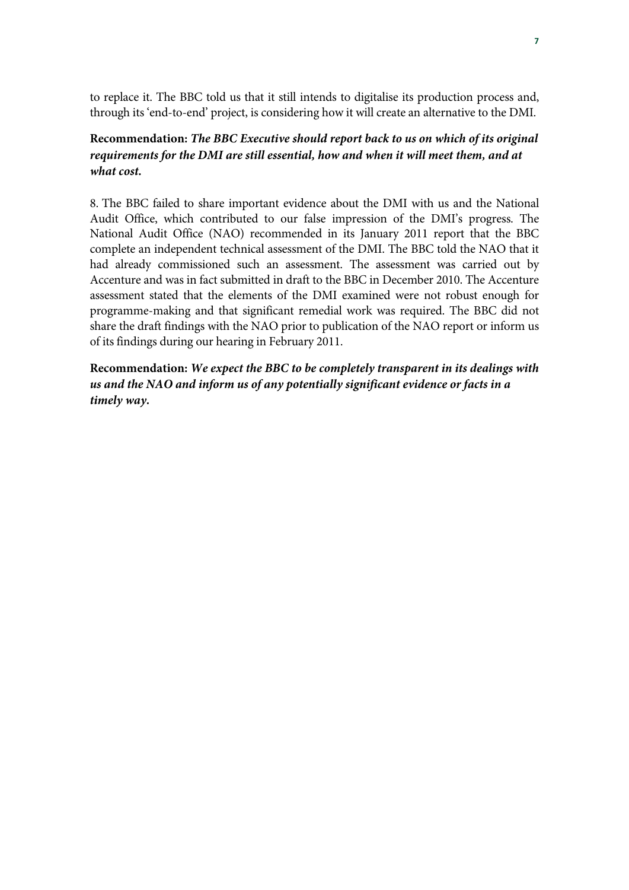to replace it. The BBC told us that it still intends to digitalise its production process and, through its 'end-to-end' project, is considering how it will create an alternative to the DMI.

**Recommendation:** ***The BBC Executive should report back to us on which of its original requirements for the DMI are still essential, how and when it will meet them, and at what cost.***

8. The BBC failed to share important evidence about the DMI with us and the National Audit Office, which contributed to our false impression of the DMI's progress. The National Audit Office (NAO) recommended in its January 2011 report that the BBC complete an independent technical assessment of the DMI. The BBC told the NAO that it had already commissioned such an assessment. The assessment was carried out by Accenture and was in fact submitted in draft to the BBC in December 2010. The Accenture assessment stated that the elements of the DMI examined were not robust enough for programme-making and that significant remedial work was required. The BBC did not share the draft findings with the NAO prior to publication of the NAO report or inform us of its findings during our hearing in February 2011.

**Recommendation:** ***We expect the BBC to be completely transparent in its dealings with us and the NAO and inform us of any potentially significant evidence or facts in a timely way.***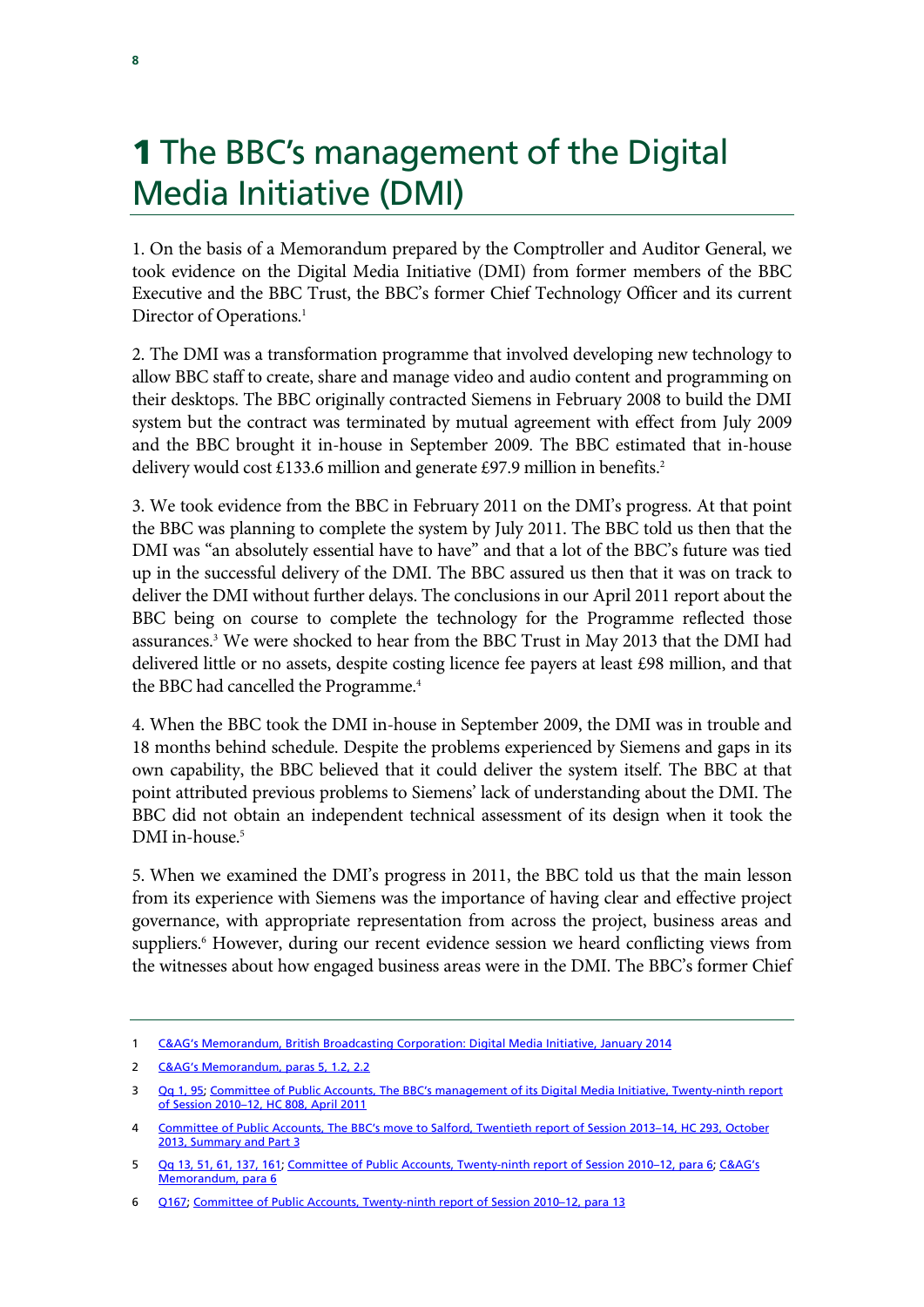# 1 The BBC's management of the Digital Media Initiative (DMI)

1. On the basis of a Memorandum prepared by the Comptroller and Auditor General, we took evidence on the Digital Media Initiative (DMI) from former members of the BBC Executive and the BBC Trust, the BBC's former Chief Technology Officer and its current Director of Operations.[1]

2. The DMI was a transformation programme that involved developing new technology to allow BBC staff to create, share and manage video and audio content and programming on their desktops. The BBC originally contracted Siemens in February 2008 to build the DMI system but the contract was terminated by mutual agreement with effect from July 2009 and the BBC brought it in-house in September 2009. The BBC estimated that in-house delivery would cost £133.6 million and generate £97.9 million in benefits.[2]

3. We took evidence from the BBC in February 2011 on the DMI's progress. At that point the BBC was planning to complete the system by July 2011. The BBC told us then that the DMI was "an absolutely essential have to have" and that a lot of the BBC's future was tied up in the successful delivery of the DMI. The BBC assured us then that it was on track to deliver the DMI without further delays. The conclusions in our April 2011 report about the BBC being on course to complete the technology for the Programme reflected those assurances.[3] We were shocked to hear from the BBC Trust in May 2013 that the DMI had delivered little or no assets, despite costing licence fee payers at least £98 million, and that the BBC had cancelled the Programme.[4]

4. When the BBC took the DMI in-house in September 2009, the DMI was in trouble and 18 months behind schedule. Despite the problems experienced by Siemens and gaps in its own capability, the BBC believed that it could deliver the system itself. The BBC at that point attributed previous problems to Siemens' lack of understanding about the DMI. The BBC did not obtain an independent technical assessment of its design when it took the DMI in-house.[5]

5. When we examined the DMI's progress in 2011, the BBC told us that the main lesson from its experience with Siemens was the importance of having clear and effective project governance, with appropriate representation from across the project, business areas and suppliers.[6] However, during our recent evidence session we heard conflicting views from the witnesses about how engaged business areas were in the DMI. The BBC's former Chief

---

1 C&AG's Memorandum, British Broadcasting Corporation: Digital Media Initiative, January 2014

2 C&AG's Memorandum, paras 5, 1.2, 2.2

3 Qq 1, 95; Committee of Public Accounts, The BBC's management of its Digital Media Initiative, Twenty-ninth report of Session 2010–12, HC 808, April 2011

4 Committee of Public Accounts, The BBC's move to Salford, Twentieth report of Session 2013–14, HC 293, October 2013, Summary and Part 3

5 Qq 13, 51, 61, 137, 161; Committee of Public Accounts, Twenty-ninth report of Session 2010–12, para 6; C&AG's Memorandum, para 6

6 Q167; Committee of Public Accounts, Twenty-ninth report of Session 2010–12, para 13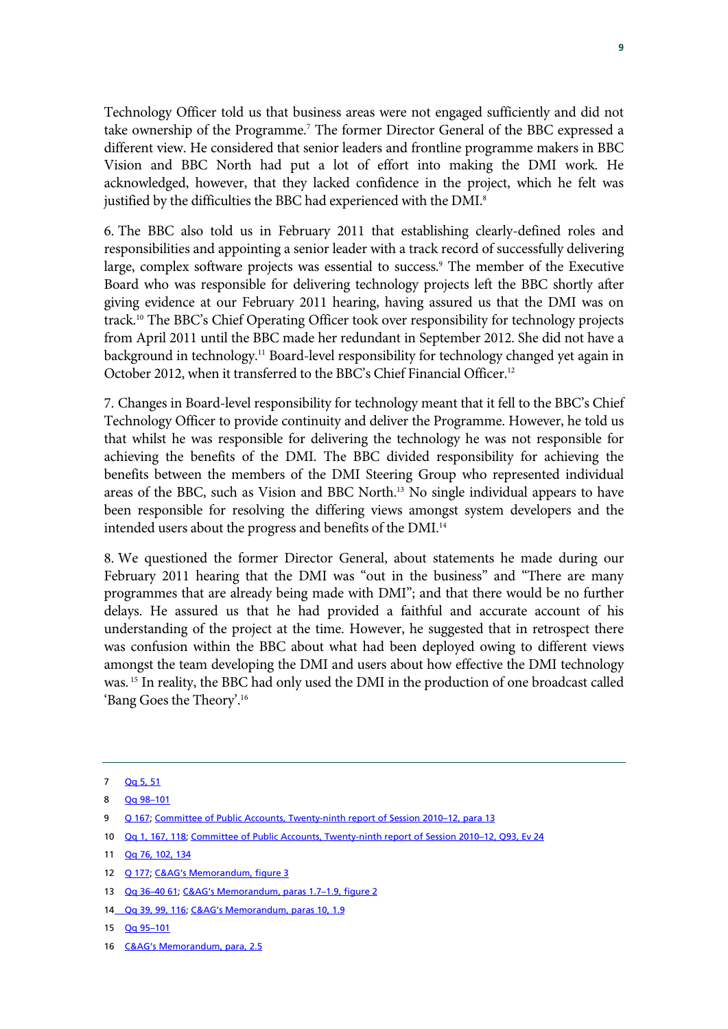Technology Officer told us that business areas were not engaged sufficiently and did not take ownership of the Programme.[7] The former Director General of the BBC expressed a different view. He considered that senior leaders and frontline programme makers in BBC Vision and BBC North had put a lot of effort into making the DMI work. He acknowledged, however, that they lacked confidence in the project, which he felt was justified by the difficulties the BBC had experienced with the DMI.[8]

6. The BBC also told us in February 2011 that establishing clearly-defined roles and responsibilities and appointing a senior leader with a track record of successfully delivering large, complex software projects was essential to success.[9] The member of the Executive Board who was responsible for delivering technology projects left the BBC shortly after giving evidence at our February 2011 hearing, having assured us that the DMI was on track.[10] The BBC's Chief Operating Officer took over responsibility for technology projects from April 2011 until the BBC made her redundant in September 2012. She did not have a background in technology.[11] Board-level responsibility for technology changed yet again in October 2012, when it transferred to the BBC's Chief Financial Officer.[12]

7. Changes in Board-level responsibility for technology meant that it fell to the BBC's Chief Technology Officer to provide continuity and deliver the Programme. However, he told us that whilst he was responsible for delivering the technology he was not responsible for achieving the benefits of the DMI. The BBC divided responsibility for achieving the benefits between the members of the DMI Steering Group who represented individual areas of the BBC, such as Vision and BBC North.[13] No single individual appears to have been responsible for resolving the differing views amongst system developers and the intended users about the progress and benefits of the DMI.[14]

8. We questioned the former Director General, about statements he made during our February 2011 hearing that the DMI was "out in the business" and "There are many programmes that are already being made with DMI"; and that there would be no further delays. He assured us that he had provided a faithful and accurate account of his understanding of the project at the time. However, he suggested that in retrospect there was confusion within the BBC about what had been deployed owing to different views amongst the team developing the DMI and users about how effective the DMI technology was.[15] In reality, the BBC had only used the DMI in the production of one broadcast called 'Bang Goes the Theory'.[16]

---

7 Qq 5, 51

8 Qq 98–101

9 Q 167; Committee of Public Accounts, Twenty-ninth report of Session 2010–12, para 13

10 Qq 1, 167, 118; Committee of Public Accounts, Twenty-ninth report of Session 2010–12, Q93, Ev 24

11 Qq 76, 102, 134

12 Q 177; C&AG's Memorandum, figure 3

13 Qq 36–40 61; C&AG's Memorandum, paras 1.7–1.9, figure 2

14 Qq 39, 99, 116; C&AG's Memorandum, paras 10, 1.9

15 Qq 95–101

16 C&AG's Memorandum, para, 2.5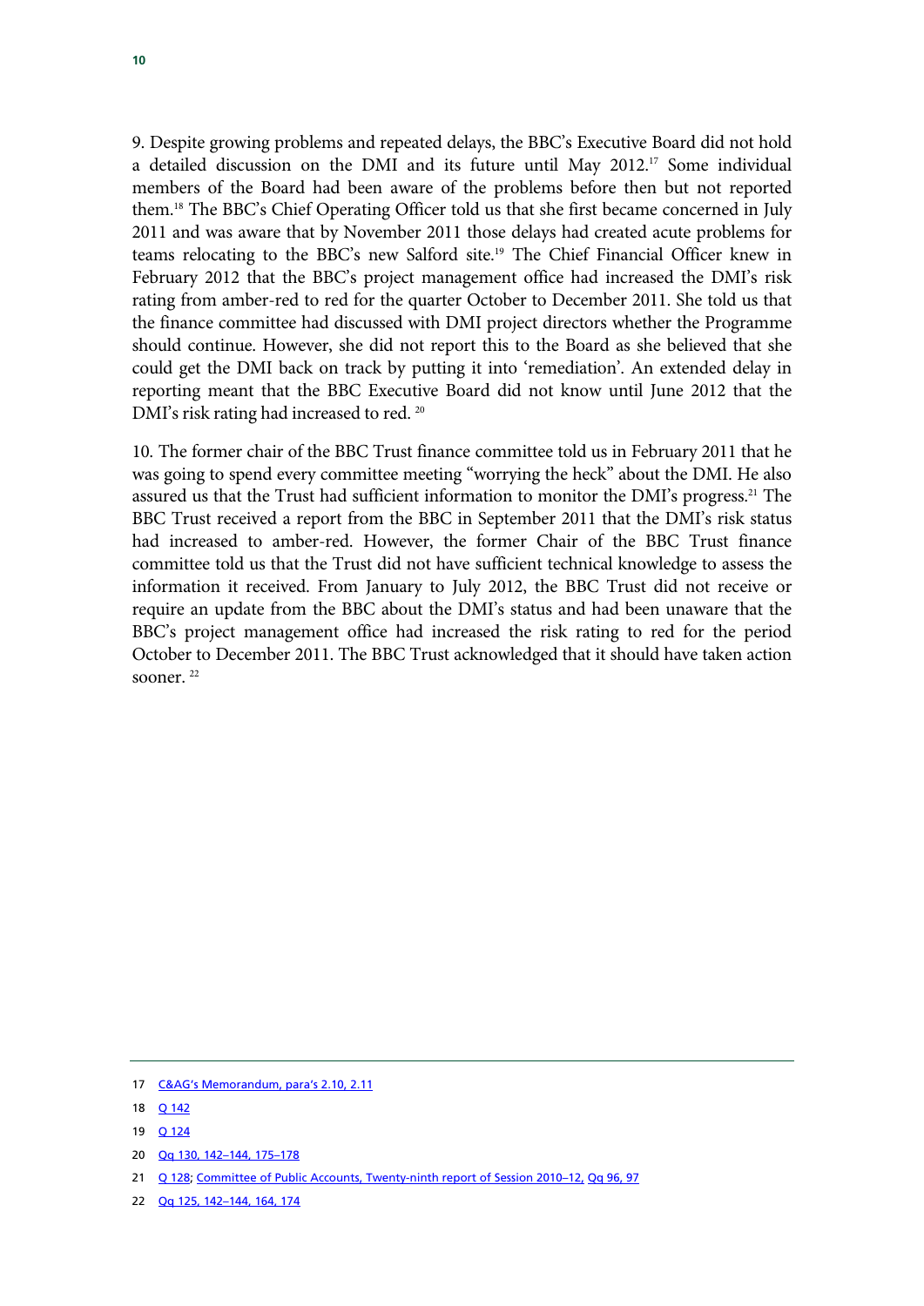9. Despite growing problems and repeated delays, the BBC's Executive Board did not hold a detailed discussion on the DMI and its future until May 2012.[17] Some individual members of the Board had been aware of the problems before then but not reported them.[18] The BBC's Chief Operating Officer told us that she first became concerned in July 2011 and was aware that by November 2011 those delays had created acute problems for teams relocating to the BBC's new Salford site.[19] The Chief Financial Officer knew in February 2012 that the BBC's project management office had increased the DMI's risk rating from amber-red to red for the quarter October to December 2011. She told us that the finance committee had discussed with DMI project directors whether the Programme should continue. However, she did not report this to the Board as she believed that she could get the DMI back on track by putting it into 'remediation'. An extended delay in reporting meant that the BBC Executive Board did not know until June 2012 that the DMI's risk rating had increased to red.[20]

10. The former chair of the BBC Trust finance committee told us in February 2011 that he was going to spend every committee meeting "worrying the heck" about the DMI. He also assured us that the Trust had sufficient information to monitor the DMI's progress.[21] The BBC Trust received a report from the BBC in September 2011 that the DMI's risk status had increased to amber-red. However, the former Chair of the BBC Trust finance committee told us that the Trust did not have sufficient technical knowledge to assess the information it received. From January to July 2012, the BBC Trust did not receive or require an update from the BBC about the DMI's status and had been unaware that the BBC's project management office had increased the risk rating to red for the period October to December 2011. The BBC Trust acknowledged that it should have taken action sooner.[22]

---

17 C&AG's Memorandum, para's 2.10, 2.11

18 Q 142

19 Q 124

20 Qq 130, 142–144, 175–178

21 Q 128; Committee of Public Accounts, Twenty-ninth report of Session 2010–12, Qq 96, 97

22 Qq 125, 142–144, 164, 174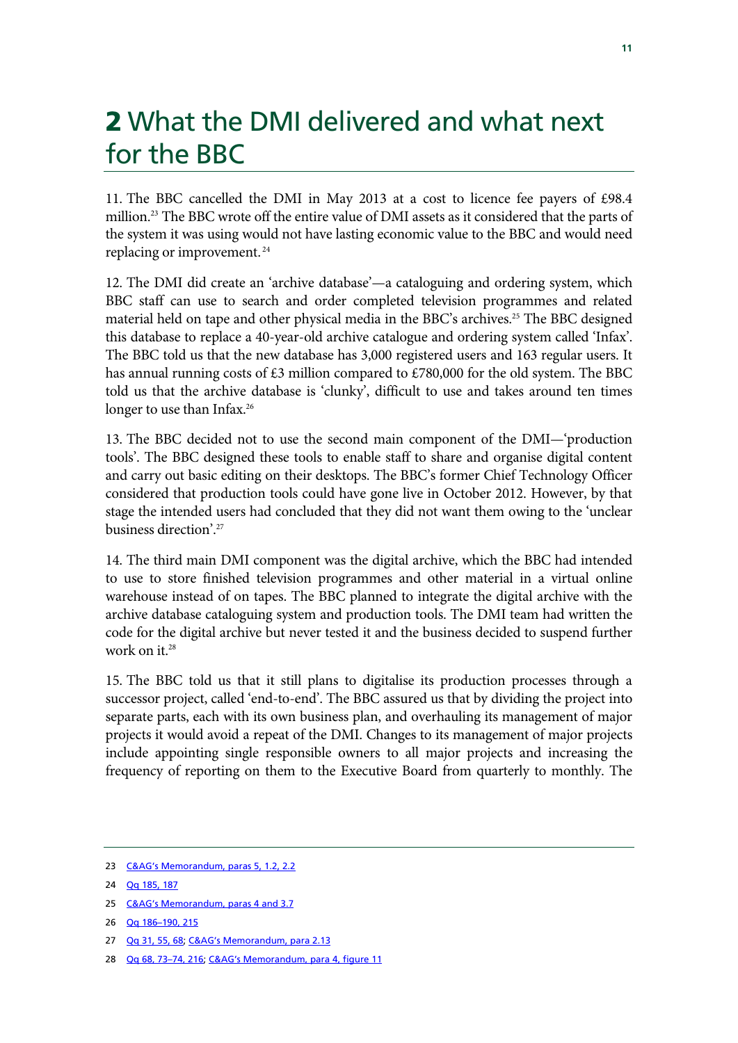# 2 What the DMI delivered and what next for the BBC

11. The BBC cancelled the DMI in May 2013 at a cost to licence fee payers of £98.4 million.[23] The BBC wrote off the entire value of DMI assets as it considered that the parts of the system it was using would not have lasting economic value to the BBC and would need replacing or improvement.[24]

12. The DMI did create an 'archive database'—a cataloguing and ordering system, which BBC staff can use to search and order completed television programmes and related material held on tape and other physical media in the BBC's archives.[25] The BBC designed this database to replace a 40-year-old archive catalogue and ordering system called 'Infax'. The BBC told us that the new database has 3,000 registered users and 163 regular users. It has annual running costs of £3 million compared to £780,000 for the old system. The BBC told us that the archive database is 'clunky', difficult to use and takes around ten times longer to use than Infax.[26]

13. The BBC decided not to use the second main component of the DMI—'production tools'. The BBC designed these tools to enable staff to share and organise digital content and carry out basic editing on their desktops. The BBC's former Chief Technology Officer considered that production tools could have gone live in October 2012. However, by that stage the intended users had concluded that they did not want them owing to the 'unclear business direction'.[27]

14. The third main DMI component was the digital archive, which the BBC had intended to use to store finished television programmes and other material in a virtual online warehouse instead of on tapes. The BBC planned to integrate the digital archive with the archive database cataloguing system and production tools. The DMI team had written the code for the digital archive but never tested it and the business decided to suspend further work on it.[28]

15. The BBC told us that it still plans to digitalise its production processes through a successor project, called 'end-to-end'. The BBC assured us that by dividing the project into separate parts, each with its own business plan, and overhauling its management of major projects it would avoid a repeat of the DMI. Changes to its management of major projects include appointing single responsible owners to all major projects and increasing the frequency of reporting on them to the Executive Board from quarterly to monthly. The

23 C&AG's Memorandum, paras 5, 1.2, 2.2

24 Qq 185, 187

25 C&AG's Memorandum, paras 4 and 3.7

26 Qq 186–190, 215

27 Qq 31, 55, 68; C&AG's Memorandum, para 2.13

28 Qq 68, 73–74, 216; C&AG's Memorandum, para 4, figure 11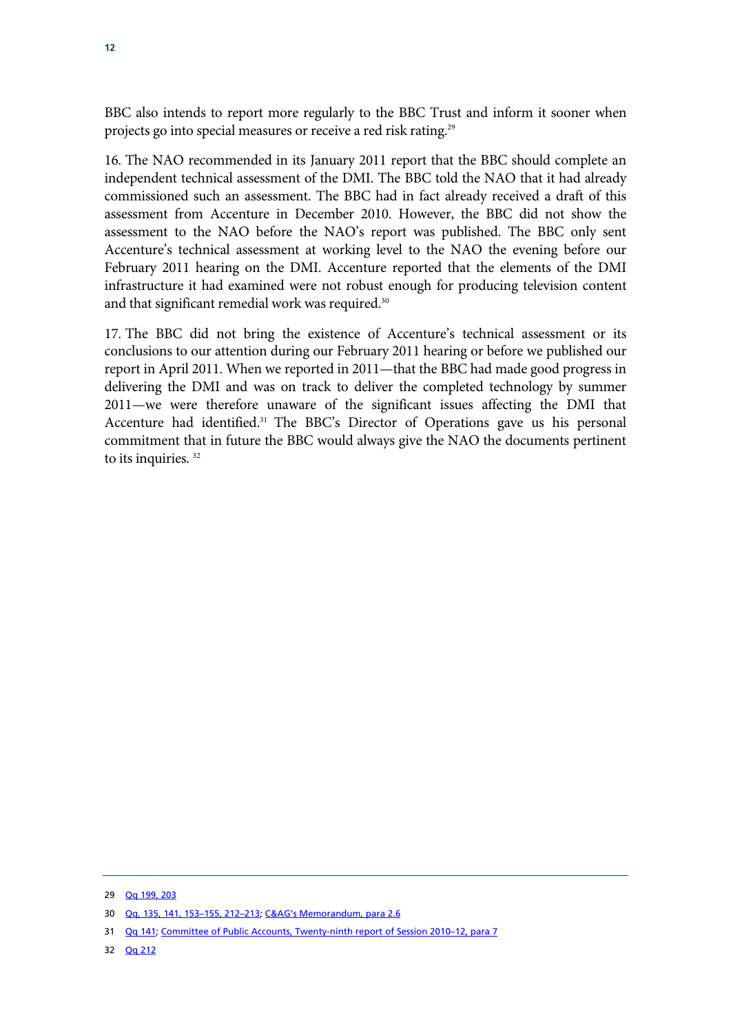BBC also intends to report more regularly to the BBC Trust and inform it sooner when projects go into special measures or receive a red risk rating.[29]

16. The NAO recommended in its January 2011 report that the BBC should complete an independent technical assessment of the DMI. The BBC told the NAO that it had already commissioned such an assessment. The BBC had in fact already received a draft of this assessment from Accenture in December 2010. However, the BBC did not show the assessment to the NAO before the NAO's report was published. The BBC only sent Accenture's technical assessment at working level to the NAO the evening before our February 2011 hearing on the DMI. Accenture reported that the elements of the DMI infrastructure it had examined were not robust enough for producing television content and that significant remedial work was required.[30]

17. The BBC did not bring the existence of Accenture's technical assessment or its conclusions to our attention during our February 2011 hearing or before we published our report in April 2011. When we reported in 2011—that the BBC had made good progress in delivering the DMI and was on track to deliver the completed technology by summer 2011—we were therefore unaware of the significant issues affecting the DMI that Accenture had identified.[31] The BBC's Director of Operations gave us his personal commitment that in future the BBC would always give the NAO the documents pertinent to its inquiries.[32]

---

29 Qq 199, 203

30 Qq, 135, 141, 153–155, 212–213; C&AG's Memorandum, para 2.6

31 Qq 141; Committee of Public Accounts, Twenty-ninth report of Session 2010–12, para 7

32 Qq 212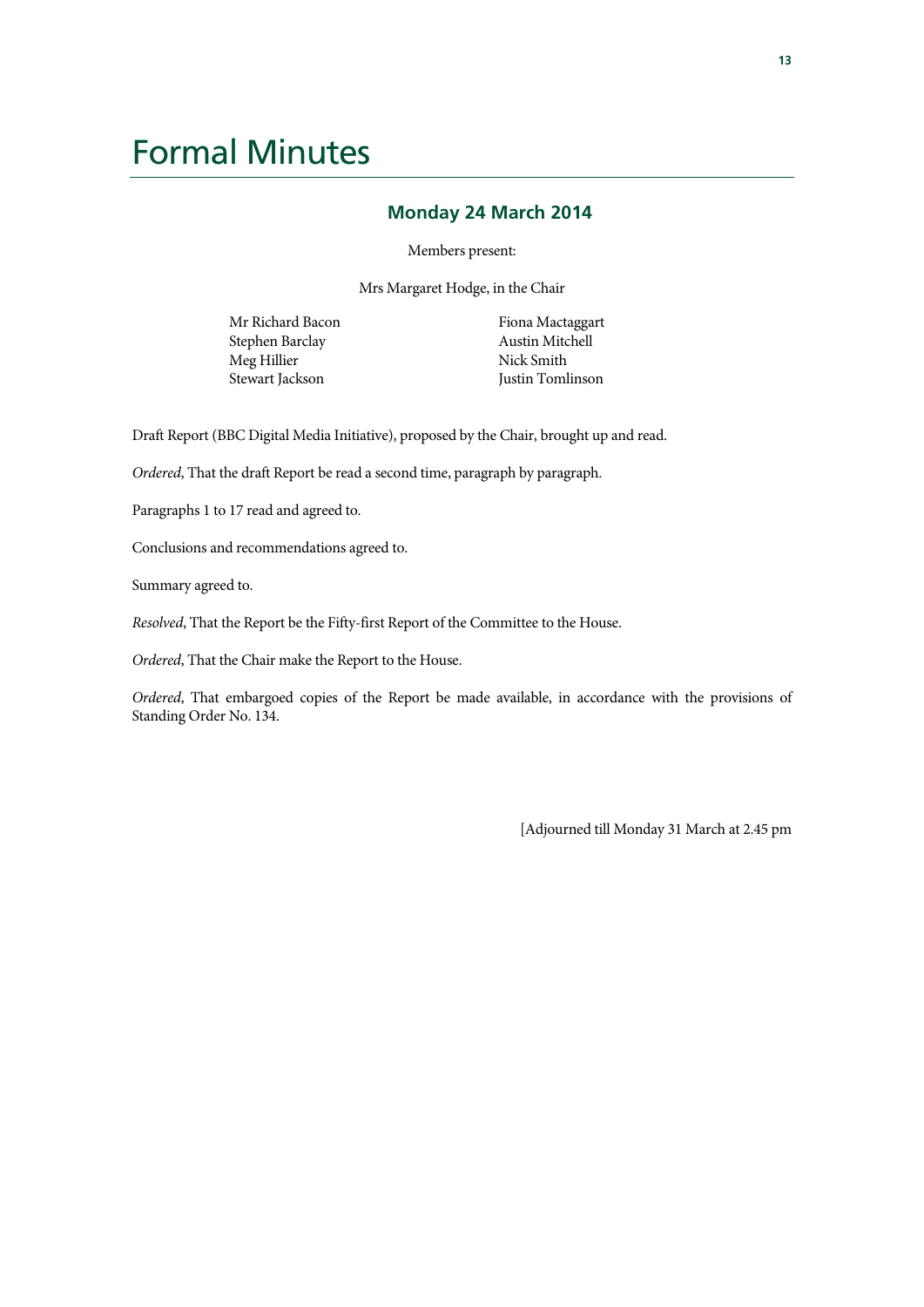# Formal Minutes

## Monday 24 March 2014

Members present:

Mrs Margaret Hodge, in the Chair

Mr Richard Bacon
Stephen Barclay
Meg Hillier
Stewart Jackson
Fiona Mactaggart
Austin Mitchell
Nick Smith
Justin Tomlinson

Draft Report (BBC Digital Media Initiative), proposed by the Chair, brought up and read.

*Ordered*, That the draft Report be read a second time, paragraph by paragraph.

Paragraphs 1 to 17 read and agreed to.

Conclusions and recommendations agreed to.

Summary agreed to.

*Resolved*, That the Report be the Fifty-first Report of the Committee to the House.

*Ordered*, That the Chair make the Report to the House.

*Ordered*, That embargoed copies of the Report be made available, in accordance with the provisions of Standing Order No. 134.

[Adjourned till Monday 31 March at 2.45 pm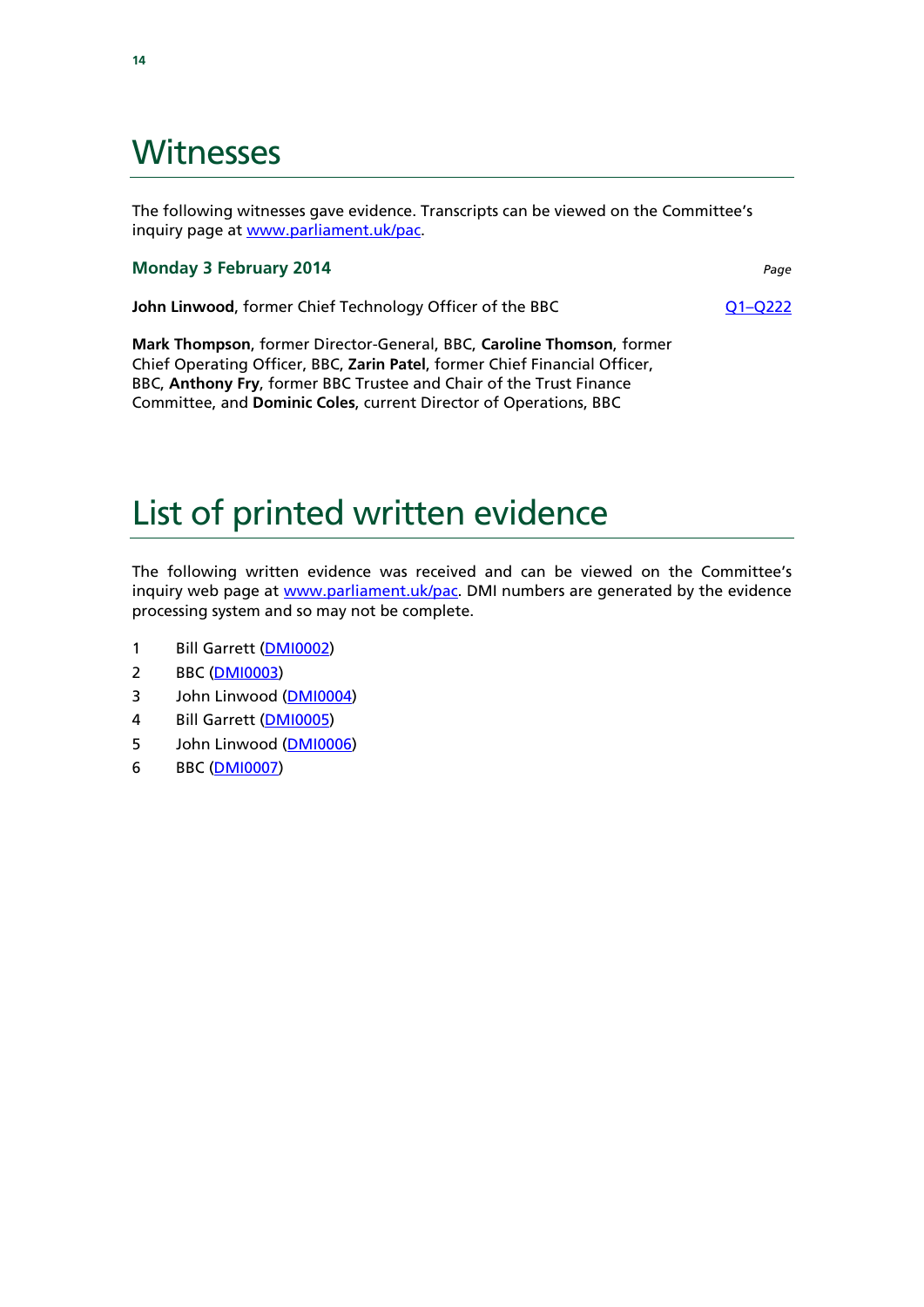# Witnesses

The following witnesses gave evidence. Transcripts can be viewed on the Committee's inquiry page at www.parliament.uk/pac.

**Monday 3 February 2014** *Page*

**John Linwood**, former Chief Technology Officer of the BBC Q1–Q222

**Mark Thompson**, former Director-General, BBC, **Caroline Thomson**, former Chief Operating Officer, BBC, **Zarin Patel**, former Chief Financial Officer, BBC, **Anthony Fry**, former BBC Trustee and Chair of the Trust Finance Committee, and **Dominic Coles**, current Director of Operations, BBC

# List of printed written evidence

The following written evidence was received and can be viewed on the Committee's inquiry web page at www.parliament.uk/pac. DMI numbers are generated by the evidence processing system and so may not be complete.

1 Bill Garrett (DMI0002)

2 BBC (DMI0003)

3 John Linwood (DMI0004)

4 Bill Garrett (DMI0005)

5 John Linwood (DMI0006)

6 BBC (DMI0007)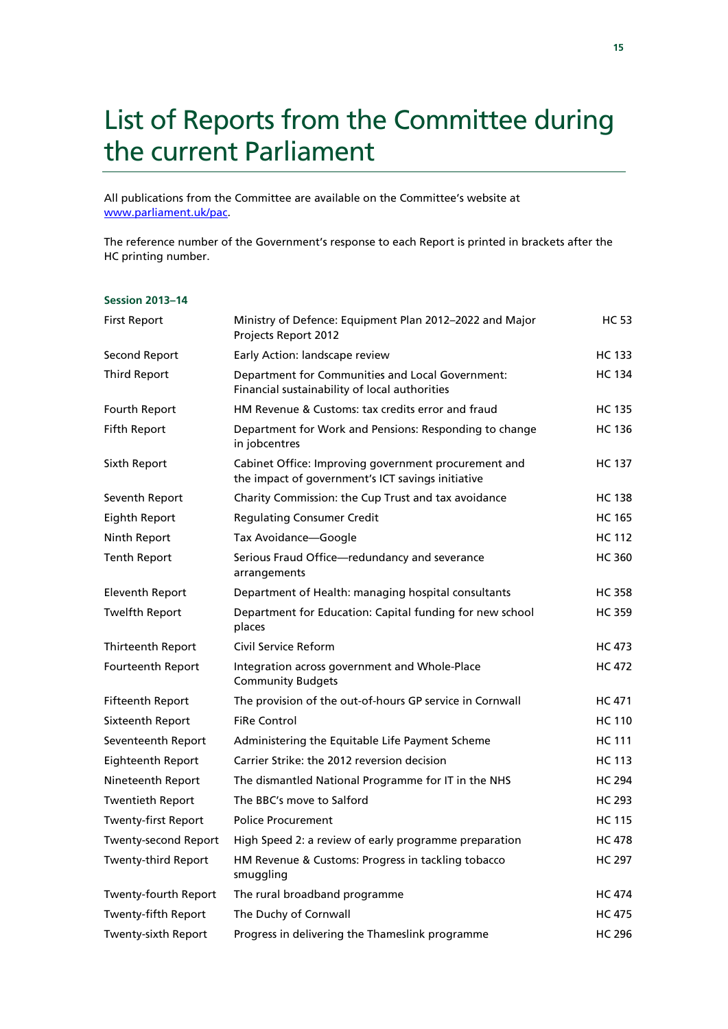# List of Reports from the Committee during the current Parliament

All publications from the Committee are available on the Committee's website at www.parliament.uk/pac.

The reference number of the Government's response to each Report is printed in brackets after the HC printing number.

**Session 2013–14**

| | | |
|---|---|---|
| First Report | Ministry of Defence: Equipment Plan 2012–2022 and Major Projects Report 2012 | HC 53 |
| Second Report | Early Action: landscape review | HC 133 |
| Third Report | Department for Communities and Local Government: Financial sustainability of local authorities | HC 134 |
| Fourth Report | HM Revenue & Customs: tax credits error and fraud | HC 135 |
| Fifth Report | Department for Work and Pensions: Responding to change in jobcentres | HC 136 |
| Sixth Report | Cabinet Office: Improving government procurement and the impact of government's ICT savings initiative | HC 137 |
| Seventh Report | Charity Commission: the Cup Trust and tax avoidance | HC 138 |
| Eighth Report | Regulating Consumer Credit | HC 165 |
| Ninth Report | Tax Avoidance—Google | HC 112 |
| Tenth Report | Serious Fraud Office—redundancy and severance arrangements | HC 360 |
| Eleventh Report | Department of Health: managing hospital consultants | HC 358 |
| Twelfth Report | Department for Education: Capital funding for new school places | HC 359 |
| Thirteenth Report | Civil Service Reform | HC 473 |
| Fourteenth Report | Integration across government and Whole-Place Community Budgets | HC 472 |
| Fifteenth Report | The provision of the out-of-hours GP service in Cornwall | HC 471 |
| Sixteenth Report | FiRe Control | HC 110 |
| Seventeenth Report | Administering the Equitable Life Payment Scheme | HC 111 |
| Eighteenth Report | Carrier Strike: the 2012 reversion decision | HC 113 |
| Nineteenth Report | The dismantled National Programme for IT in the NHS | HC 294 |
| Twentieth Report | The BBC's move to Salford | HC 293 |
| Twenty-first Report | Police Procurement | HC 115 |
| Twenty-second Report | High Speed 2: a review of early programme preparation | HC 478 |
| Twenty-third Report | HM Revenue & Customs: Progress in tackling tobacco smuggling | HC 297 |
| Twenty-fourth Report | The rural broadband programme | HC 474 |
| Twenty-fifth Report | The Duchy of Cornwall | HC 475 |
| Twenty-sixth Report | Progress in delivering the Thameslink programme | HC 296 |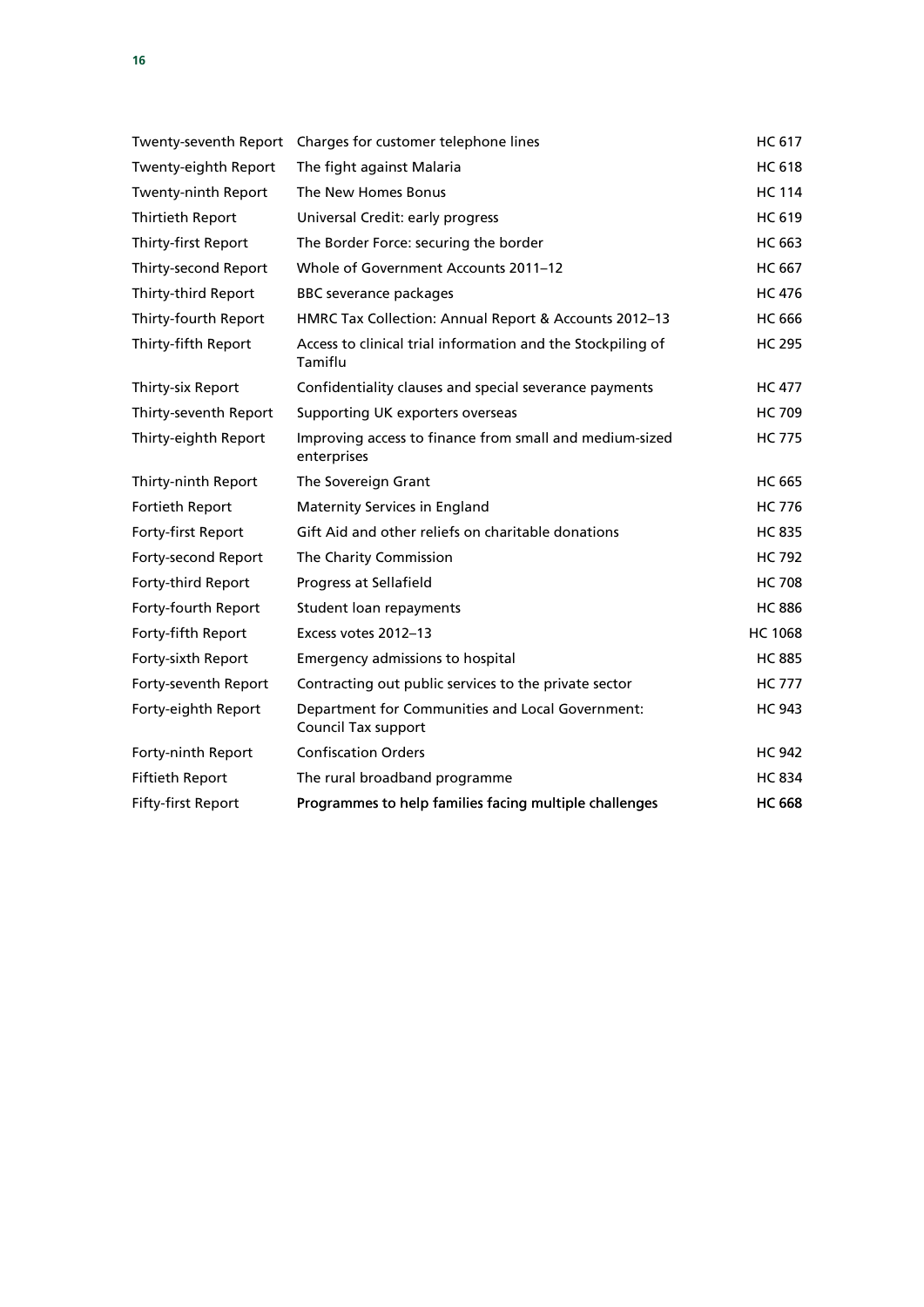| | | |
|---|---|---|
| Twenty-seventh Report | Charges for customer telephone lines | HC 617 |
| Twenty-eighth Report | The fight against Malaria | HC 618 |
| Twenty-ninth Report | The New Homes Bonus | HC 114 |
| Thirtieth Report | Universal Credit: early progress | HC 619 |
| Thirty-first Report | The Border Force: securing the border | HC 663 |
| Thirty-second Report | Whole of Government Accounts 2011–12 | HC 667 |
| Thirty-third Report | BBC severance packages | HC 476 |
| Thirty-fourth Report | HMRC Tax Collection: Annual Report & Accounts 2012–13 | HC 666 |
| Thirty-fifth Report | Access to clinical trial information and the Stockpiling of Tamiflu | HC 295 |
| Thirty-six Report | Confidentiality clauses and special severance payments | HC 477 |
| Thirty-seventh Report | Supporting UK exporters overseas | HC 709 |
| Thirty-eighth Report | Improving access to finance from small and medium-sized enterprises | HC 775 |
| Thirty-ninth Report | The Sovereign Grant | HC 665 |
| Fortieth Report | Maternity Services in England | HC 776 |
| Forty-first Report | Gift Aid and other reliefs on charitable donations | HC 835 |
| Forty-second Report | The Charity Commission | HC 792 |
| Forty-third Report | Progress at Sellafield | HC 708 |
| Forty-fourth Report | Student loan repayments | HC 886 |
| Forty-fifth Report | Excess votes 2012–13 | HC 1068 |
| Forty-sixth Report | Emergency admissions to hospital | HC 885 |
| Forty-seventh Report | Contracting out public services to the private sector | HC 777 |
| Forty-eighth Report | Department for Communities and Local Government: Council Tax support | HC 943 |
| Forty-ninth Report | Confiscation Orders | HC 942 |
| Fiftieth Report | The rural broadband programme | HC 834 |
| Fifty-first Report | **Programmes to help families facing multiple challenges** | **HC 668** |